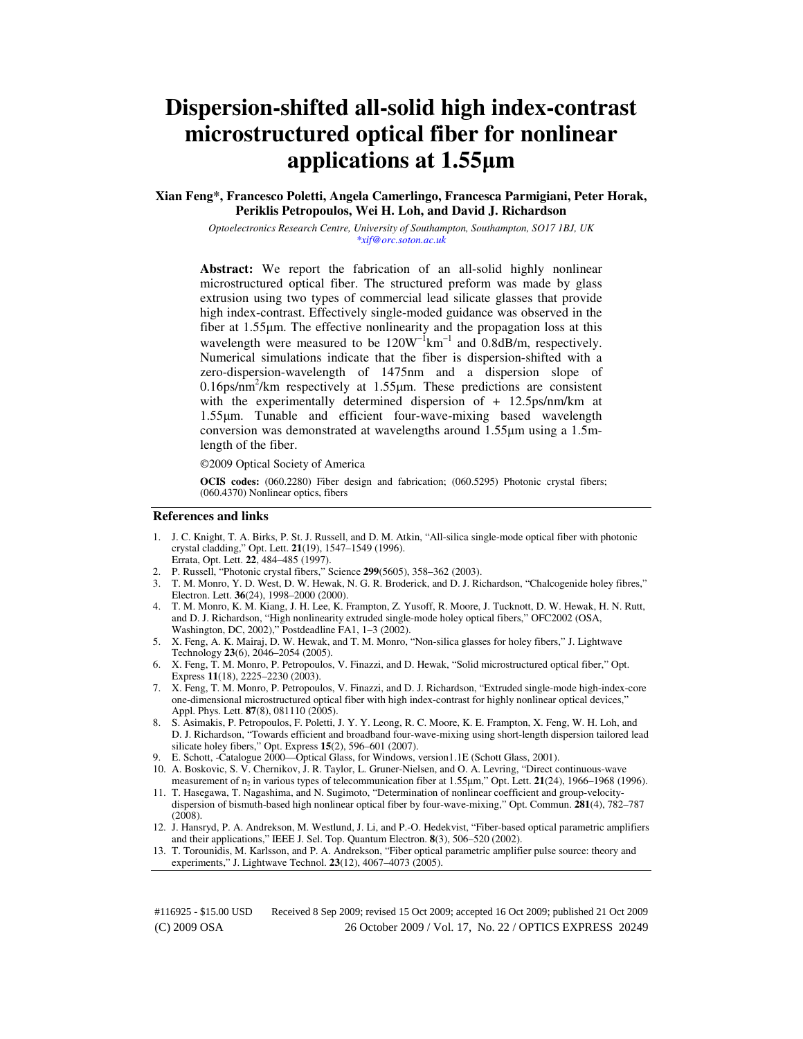# Dispersion-shifted all-solid high index-contrast microstructured optical fiber for nonlinear applications at 1.55µm

**Xian Feng\*, Francesco Poletti, Angela Camerlingo, Francesca Parmigiani, Peter Horak, Periklis Petropoulos, Wei H. Loh, and David J. Richardson**

*Optoelectronics Research Centre, University of Southampton, Southampton, SO17 1BJ, UK*
*\*xif@orc.soton.ac.uk*

**Abstract:** We report the fabrication of an all-solid highly nonlinear microstructured optical fiber. The structured preform was made by glass extrusion using two types of commercial lead silicate glasses that provide high index-contrast. Effectively single-moded guidance was observed in the fiber at 1.55µm. The effective nonlinearity and the propagation loss at this wavelength were measured to be $120W^{-1}km^{-1}$ and 0.8dB/m, respectively. Numerical simulations indicate that the fiber is dispersion-shifted with a zero-dispersion-wavelength of 1475nm and a dispersion slope of $0.16ps/nm^2/km$ respectively at 1.55µm. These predictions are consistent with the experimentally determined dispersion of + 12.5ps/nm/km at 1.55µm. Tunable and efficient four-wave-mixing based wavelength conversion was demonstrated at wavelengths around 1.55µm using a 1.5m-length of the fiber.

©2009 Optical Society of America

**OCIS codes:** (060.2280) Fiber design and fabrication; (060.5295) Photonic crystal fibers; (060.4370) Nonlinear optics, fibers

## References and links

1. J. C. Knight, T. A. Birks, P. St. J. Russell, and D. M. Atkin, "All-silica single-mode optical fiber with photonic crystal cladding," Opt. Lett. **21**(19), 1547–1549 (1996). Errata, Opt. Lett. **22**, 484–485 (1997).
2. P. Russell, "Photonic crystal fibers," Science **299**(5605), 358–362 (2003).
3. T. M. Monro, Y. D. West, D. W. Hewak, N. G. R. Broderick, and D. J. Richardson, "Chalcogenide holey fibres," Electron. Lett. **36**(24), 1998–2000 (2000).
4. T. M. Monro, K. M. Kiang, J. H. Lee, K. Frampton, Z. Yusoff, R. Moore, J. Tucknott, D. W. Hewak, H. N. Rutt, and D. J. Richardson, "High nonlinearity extruded single-mode holey optical fibers," OFC2002 (OSA, Washington, DC, 2002)," Postdeadline FA1, 1–3 (2002).
5. X. Feng, A. K. Mairaj, D. W. Hewak, and T. M. Monro, "Non-silica glasses for holey fibers," J. Lightwave Technology **23**(6), 2046–2054 (2005).
6. X. Feng, T. M. Monro, P. Petropoulos, V. Finazzi, and D. Hewak, "Solid microstructured optical fiber," Opt. Express **11**(18), 2225–2230 (2003).
7. X. Feng, T. M. Monro, P. Petropoulos, V. Finazzi, and D. J. Richardson, "Extruded single-mode high-index-core one-dimensional microstructured optical fiber with high index-contrast for highly nonlinear optical devices," Appl. Phys. Lett. **87**(8), 081110 (2005).
8. S. Asimakis, P. Petropoulos, F. Poletti, J. Y. Y. Leong, R. C. Moore, K. E. Frampton, X. Feng, W. H. Loh, and D. J. Richardson, "Towards efficient and broadband four-wave-mixing using short-length dispersion tailored lead silicate holey fibers," Opt. Express **15**(2), 596–601 (2007).
9. E. Schott, -Catalogue 2000—Optical Glass, for Windows, version1.1E (Schott Glass, 2001).
10. A. Boskovic, S. V. Chernikov, J. R. Taylor, L. Gruner-Nielsen, and O. A. Levring, "Direct continuous-wave measurement of $n_2$ in various types of telecommunication fiber at 1.55µm," Opt. Lett. **21**(24), 1966–1968 (1996).
11. T. Hasegawa, T. Nagashima, and N. Sugimoto, "Determination of nonlinear coefficient and group-velocity-dispersion of bismuth-based high nonlinear optical fiber by four-wave-mixing," Opt. Commun. **281**(4), 782–787 (2008).
12. J. Hansryd, P. A. Andrekson, M. Westlund, J. Li, and P.-O. Hedekvist, "Fiber-based optical parametric amplifiers and their applications," IEEE J. Sel. Top. Quantum Electron. **8**(3), 506–520 (2002).
13. T. Torounidis, M. Karlsson, and P. A. Andrekson, "Fiber optical parametric amplifier pulse source: theory and experiments," J. Lightwave Technol. **23**(12), 4067–4073 (2005).

#116925 - $15.00 USD Received 8 Sep 2009; revised 15 Oct 2009; accepted 16 Oct 2009; published 21 Oct 2009
(C) 2009 OSA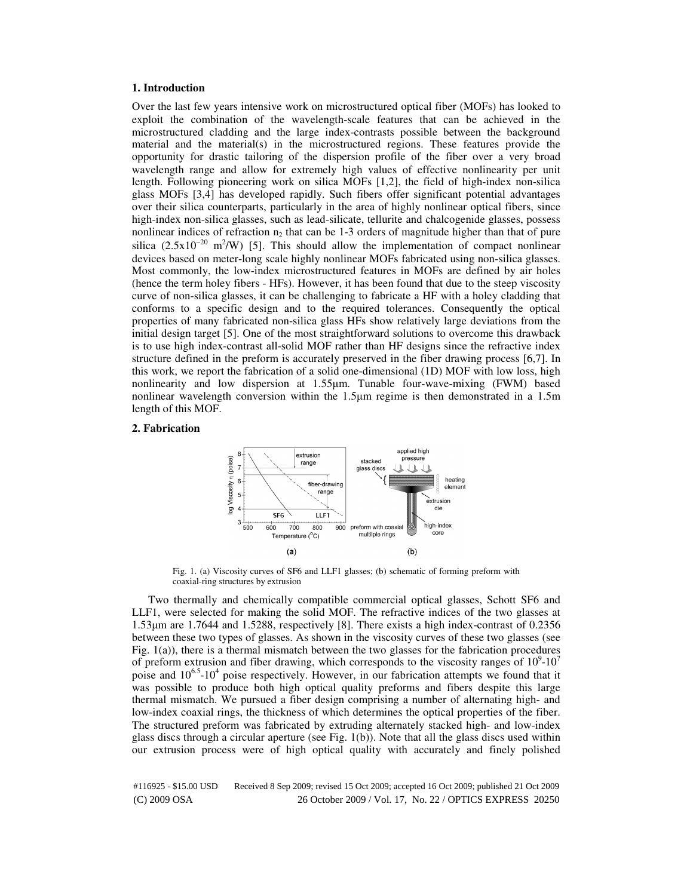## 1. Introduction

Over the last few years intensive work on microstructured optical fiber (MOFs) has looked to exploit the combination of the wavelength-scale features that can be achieved in the microstructured cladding and the large index-contrasts possible between the background material and the material(s) in the microstructured regions. These features provide the opportunity for drastic tailoring of the dispersion profile of the fiber over a very broad wavelength range and allow for extremely high values of effective nonlinearity per unit length. Following pioneering work on silica MOFs [1,2], the field of high-index non-silica glass MOFs [3,4] has developed rapidly. Such fibers offer significant potential advantages over their silica counterparts, particularly in the area of highly nonlinear optical fibers, since high-index non-silica glasses, such as lead-silicate, tellurite and chalcogenide glasses, possess nonlinear indices of refraction $n_2$ that can be 1-3 orders of magnitude higher than that of pure silica ($2.5\times10^{-20}$ m$^2$/W) [5]. This should allow the implementation of compact nonlinear devices based on meter-long scale highly nonlinear MOFs fabricated using non-silica glasses. Most commonly, the low-index microstructured features in MOFs are defined by air holes (hence the term holey fibers - HFs). However, it has been found that due to the steep viscosity curve of non-silica glasses, it can be challenging to fabricate a HF with a holey cladding that conforms to a specific design and to the required tolerances. Consequently the optical properties of many fabricated non-silica glass HFs show relatively large deviations from the initial design target [5]. One of the most straightforward solutions to overcome this drawback is to use high index-contrast all-solid MOF rather than HF designs since the refractive index structure defined in the preform is accurately preserved in the fiber drawing process [6,7]. In this work, we report the fabrication of a solid one-dimensional (1D) MOF with low loss, high nonlinearity and low dispersion at 1.55µm. Tunable four-wave-mixing (FWM) based nonlinear wavelength conversion within the 1.5µm regime is then demonstrated in a 1.5m length of this MOF.

## 2. Fabrication

Fig. 1. (a) Viscosity curves of SF6 and LLF1 glasses; (b) schematic of forming preform with coaxial-ring structures by extrusion

Two thermally and chemically compatible commercial optical glasses, Schott SF6 and LLF1, were selected for making the solid MOF. The refractive indices of the two glasses at 1.53µm are 1.7644 and 1.5288, respectively [8]. There exists a high index-contrast of 0.2356 between these two types of glasses. As shown in the viscosity curves of these two glasses (see Fig. 1(a)), there is a thermal mismatch between the two glasses for the fabrication procedures of preform extrusion and fiber drawing, which corresponds to the viscosity ranges of $10^9$-$10^7$ poise and $10^{6.5}$-$10^4$ poise respectively. However, in our fabrication attempts we found that it was possible to produce both high optical quality preforms and fibers despite this large thermal mismatch. We pursued a fiber design comprising a number of alternating high- and low-index coaxial rings, the thickness of which determines the optical properties of the fiber. The structured preform was fabricated by extruding alternately stacked high- and low-index glass discs through a circular aperture (see Fig. 1(b)). Note that all the glass discs used within our extrusion process were of high optical quality with accurately and finely polished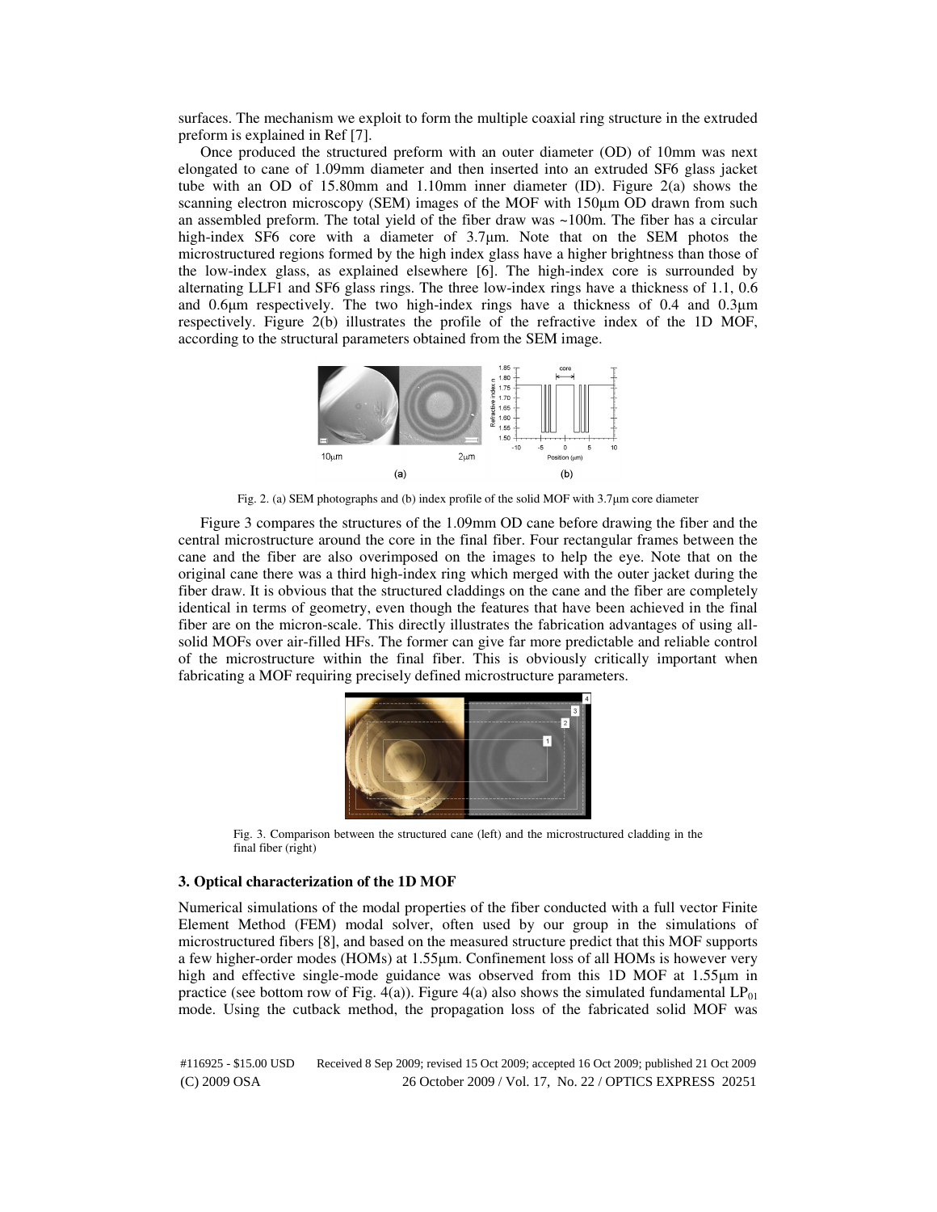surfaces. The mechanism we exploit to form the multiple coaxial ring structure in the extruded preform is explained in Ref [7].

Once produced the structured preform with an outer diameter (OD) of 10mm was next elongated to cane of 1.09mm diameter and then inserted into an extruded SF6 glass jacket tube with an OD of 15.80mm and 1.10mm inner diameter (ID). Figure 2(a) shows the scanning electron microscopy (SEM) images of the MOF with 150µm OD drawn from such an assembled preform. The total yield of the fiber draw was ~100m. The fiber has a circular high-index SF6 core with a diameter of 3.7µm. Note that on the SEM photos the microstructured regions formed by the high index glass have a higher brightness than those of the low-index glass, as explained elsewhere [6]. The high-index core is surrounded by alternating LLF1 and SF6 glass rings. The three low-index rings have a thickness of 1.1, 0.6 and 0.6µm respectively. The two high-index rings have a thickness of 0.4 and 0.3µm respectively. Figure 2(b) illustrates the profile of the refractive index of the 1D MOF, according to the structural parameters obtained from the SEM image.

Fig. 2. (a) SEM photographs and (b) index profile of the solid MOF with 3.7µm core diameter

Figure 3 compares the structures of the 1.09mm OD cane before drawing the fiber and the central microstructure around the core in the final fiber. Four rectangular frames between the cane and the fiber are also overimposed on the images to help the eye. Note that on the original cane there was a third high-index ring which merged with the outer jacket during the fiber draw. It is obvious that the structured claddings on the cane and the fiber are completely identical in terms of geometry, even though the features that have been achieved in the final fiber are on the micron-scale. This directly illustrates the fabrication advantages of using all-solid MOFs over air-filled HFs. The former can give far more predictable and reliable control of the microstructure within the final fiber. This is obviously critically important when fabricating a MOF requiring precisely defined microstructure parameters.

Fig. 3. Comparison between the structured cane (left) and the microstructured cladding in the final fiber (right)

### 3. Optical characterization of the 1D MOF

Numerical simulations of the modal properties of the fiber conducted with a full vector Finite Element Method (FEM) modal solver, often used by our group in the simulations of microstructured fibers [8], and based on the measured structure predict that this MOF supports a few higher-order modes (HOMs) at 1.55µm. Confinement loss of all HOMs is however very high and effective single-mode guidance was observed from this 1D MOF at 1.55µm in practice (see bottom row of Fig. 4(a)). Figure 4(a) also shows the simulated fundamental $LP_{01}$ mode. Using the cutback method, the propagation loss of the fabricated solid MOF was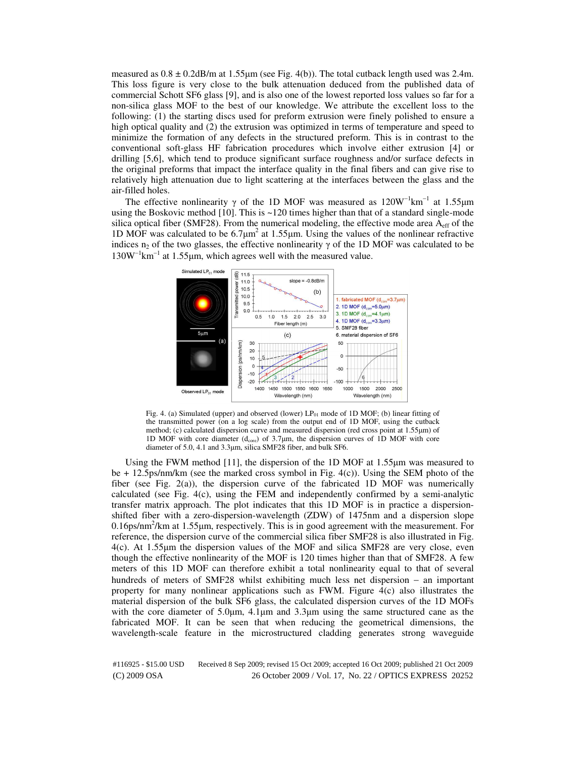measured as 0.8 ± 0.2dB/m at 1.55μm (see Fig. 4(b)). The total cutback length used was 2.4m. This loss figure is very close to the bulk attenuation deduced from the published data of commercial Schott SF6 glass [9], and is also one of the lowest reported loss values so far for a non-silica glass MOF to the best of our knowledge. We attribute the excellent loss to the following: (1) the starting discs used for preform extrusion were finely polished to ensure a high optical quality and (2) the extrusion was optimized in terms of temperature and speed to minimize the formation of any defects in the structured preform. This is in contrast to the conventional soft-glass HF fabrication procedures which involve either extrusion [4] or drilling [5,6], which tend to produce significant surface roughness and/or surface defects in the original preforms that impact the interface quality in the final fibers and can give rise to relatively high attenuation due to light scattering at the interfaces between the glass and the air-filled holes.

The effective nonlinearity γ of the 1D MOF was measured as $120\text{W}^{-1}\text{km}^{-1}$ at 1.55μm using the Boskovic method [10]. This is ~120 times higher than that of a standard single-mode silica optical fiber (SMF28). From the numerical modeling, the effective mode area $A_{eff}$ of the 1D MOF was calculated to be $6.7\mu\text{m}^2$ at 1.55μm. Using the values of the nonlinear refractive indices $n_2$ of the two glasses, the effective nonlinearity γ of the 1D MOF was calculated to be $130\text{W}^{-1}\text{km}^{-1}$ at 1.55μm, which agrees well with the measured value.

Fig. 4. (a) Simulated (upper) and observed (lower) $LP_{01}$ mode of 1D MOF; (b) linear fitting of the transmitted power (on a log scale) from the output end of 1D MOF, using the cutback method; (c) calculated dispersion curve and measured dispersion (red cross point at 1.55μm) of 1D MOF with core diameter ($d_{core}$) of 3.7μm, the dispersion curves of 1D MOF with core diameter of 5.0, 4.1 and 3.3μm, silica SMF28 fiber, and bulk SF6.

Using the FWM method [11], the dispersion of the 1D MOF at 1.55μm was measured to be + 12.5ps/nm/km (see the marked cross symbol in Fig. 4(c)). Using the SEM photo of the fiber (see Fig. 2(a)), the dispersion curve of the fabricated 1D MOF was numerically calculated (see Fig. 4(c), using the FEM and independently confirmed by a semi-analytic transfer matrix approach. The plot indicates that this 1D MOF is in practice a dispersion-shifted fiber with a zero-dispersion-wavelength (ZDW) of 1475nm and a dispersion slope $0.16\text{ps/nm}^2\text{/km}$ at 1.55μm, respectively. This is in good agreement with the measurement. For reference, the dispersion curve of the commercial silica fiber SMF28 is also illustrated in Fig. 4(c). At 1.55μm the dispersion values of the MOF and silica SMF28 are very close, even though the effective nonlinearity of the MOF is 120 times higher than that of SMF28. A few meters of this 1D MOF can therefore exhibit a total nonlinearity equal to that of several hundreds of meters of SMF28 whilst exhibiting much less net dispersion – an important property for many nonlinear applications such as FWM. Figure 4(c) also illustrates the material dispersion of the bulk SF6 glass, the calculated dispersion curves of the 1D MOFs with the core diameter of 5.0μm, 4.1μm and 3.3μm using the same structured cane as the fabricated MOF. It can be seen that when reducing the geometrical dimensions, the wavelength-scale feature in the microstructured cladding generates strong waveguide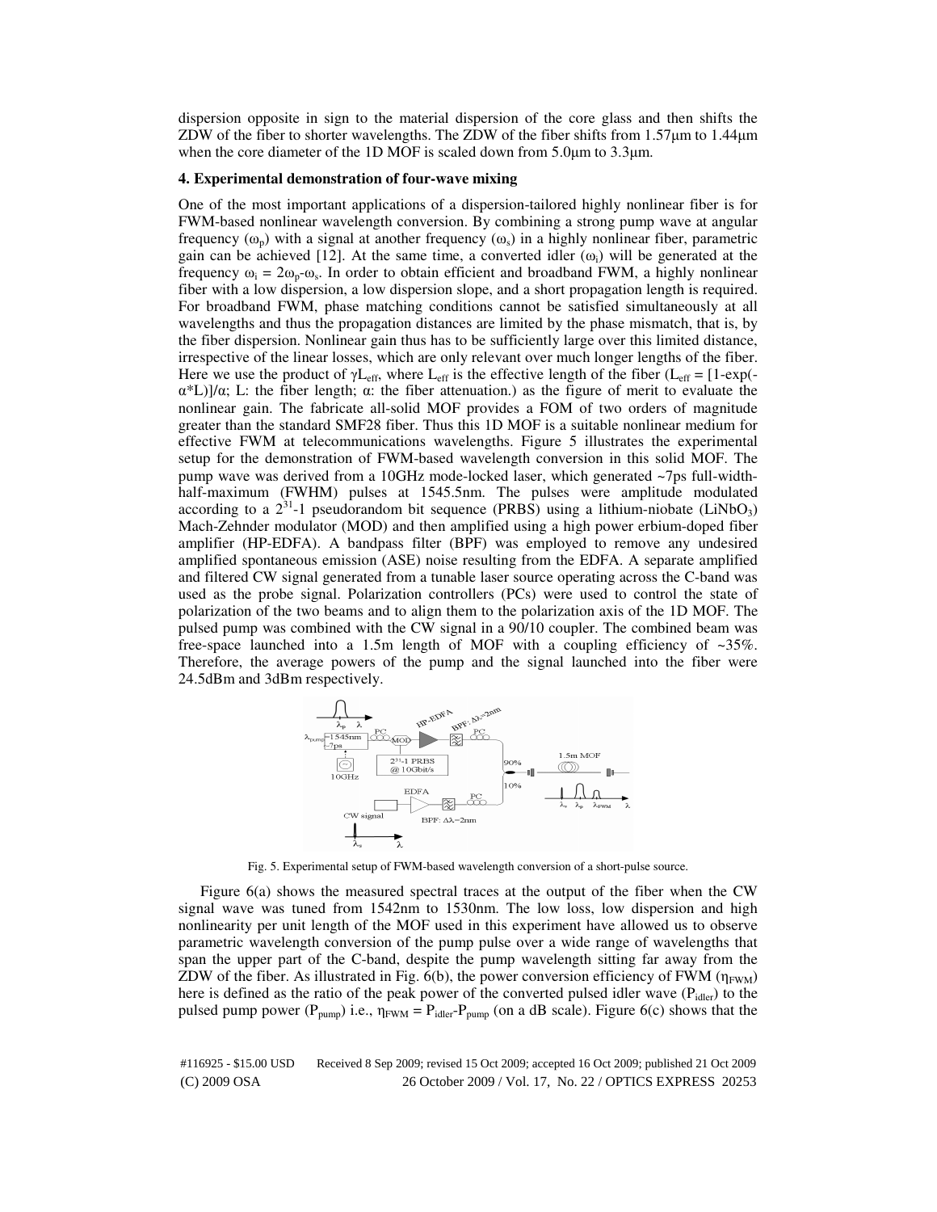dispersion opposite in sign to the material dispersion of the core glass and then shifts the ZDW of the fiber to shorter wavelengths. The ZDW of the fiber shifts from 1.57μm to 1.44μm when the core diameter of the 1D MOF is scaled down from 5.0μm to 3.3μm.

### 4. Experimental demonstration of four-wave mixing

One of the most important applications of a dispersion-tailored highly nonlinear fiber is for FWM-based nonlinear wavelength conversion. By combining a strong pump wave at angular frequency ($\omega_p$) with a signal at another frequency ($\omega_s$) in a highly nonlinear fiber, parametric gain can be achieved [12]. At the same time, a converted idler ($\omega_i$) will be generated at the frequency $\omega_i = 2\omega_p$-$\omega_s$. In order to obtain efficient and broadband FWM, a highly nonlinear fiber with a low dispersion, a low dispersion slope, and a short propagation length is required. For broadband FWM, phase matching conditions cannot be satisfied simultaneously at all wavelengths and thus the propagation distances are limited by the phase mismatch, that is, by the fiber dispersion. Nonlinear gain thus has to be sufficiently large over this limited distance, irrespective of the linear losses, which are only relevant over much longer lengths of the fiber. Here we use the product of $\gamma L_{eff}$, where $L_{eff}$ is the effective length of the fiber ($L_{eff}$ = [1-exp(-$\alpha$*L)]/$\alpha$; L: the fiber length; $\alpha$: the fiber attenuation.) as the figure of merit to evaluate the nonlinear gain. The fabricate all-solid MOF provides a FOM of two orders of magnitude greater than the standard SMF28 fiber. Thus this 1D MOF is a suitable nonlinear medium for effective FWM at telecommunications wavelengths. Figure 5 illustrates the experimental setup for the demonstration of FWM-based wavelength conversion in this solid MOF. The pump wave was derived from a 10GHz mode-locked laser, which generated ~7ps full-width-half-maximum (FWHM) pulses at 1545.5nm. The pulses were amplitude modulated according to a $2^{31}$-1 pseudorandom bit sequence (PRBS) using a lithium-niobate ($LiNbO_3$) Mach-Zehnder modulator (MOD) and then amplified using a high power erbium-doped fiber amplifier (HP-EDFA). A bandpass filter (BPF) was employed to remove any undesired amplified spontaneous emission (ASE) noise resulting from the EDFA. A separate amplified and filtered CW signal generated from a tunable laser source operating across the C-band was used as the probe signal. Polarization controllers (PCs) were used to control the state of polarization of the two beams and to align them to the polarization axis of the 1D MOF. The pulsed pump was combined with the CW signal in a 90/10 coupler. The combined beam was free-space launched into a 1.5m length of MOF with a coupling efficiency of ~35%. Therefore, the average powers of the pump and the signal launched into the fiber were 24.5dBm and 3dBm respectively.

Fig. 5. Experimental setup of FWM-based wavelength conversion of a short-pulse source.

Figure 6(a) shows the measured spectral traces at the output of the fiber when the CW signal wave was tuned from 1542nm to 1530nm. The low loss, low dispersion and high nonlinearity per unit length of the MOF used in this experiment have allowed us to observe parametric wavelength conversion of the pump pulse over a wide range of wavelengths that span the upper part of the C-band, despite the pump wavelength sitting far away from the ZDW of the fiber. As illustrated in Fig. 6(b), the power conversion efficiency of FWM ($\eta_{FWM}$) here is defined as the ratio of the peak power of the converted pulsed idler wave ($P_{idler}$) to the pulsed pump power ($P_{pump}$) i.e., $\eta_{FWM} = P_{idler}$-$P_{pump}$ (on a dB scale). Figure 6(c) shows that the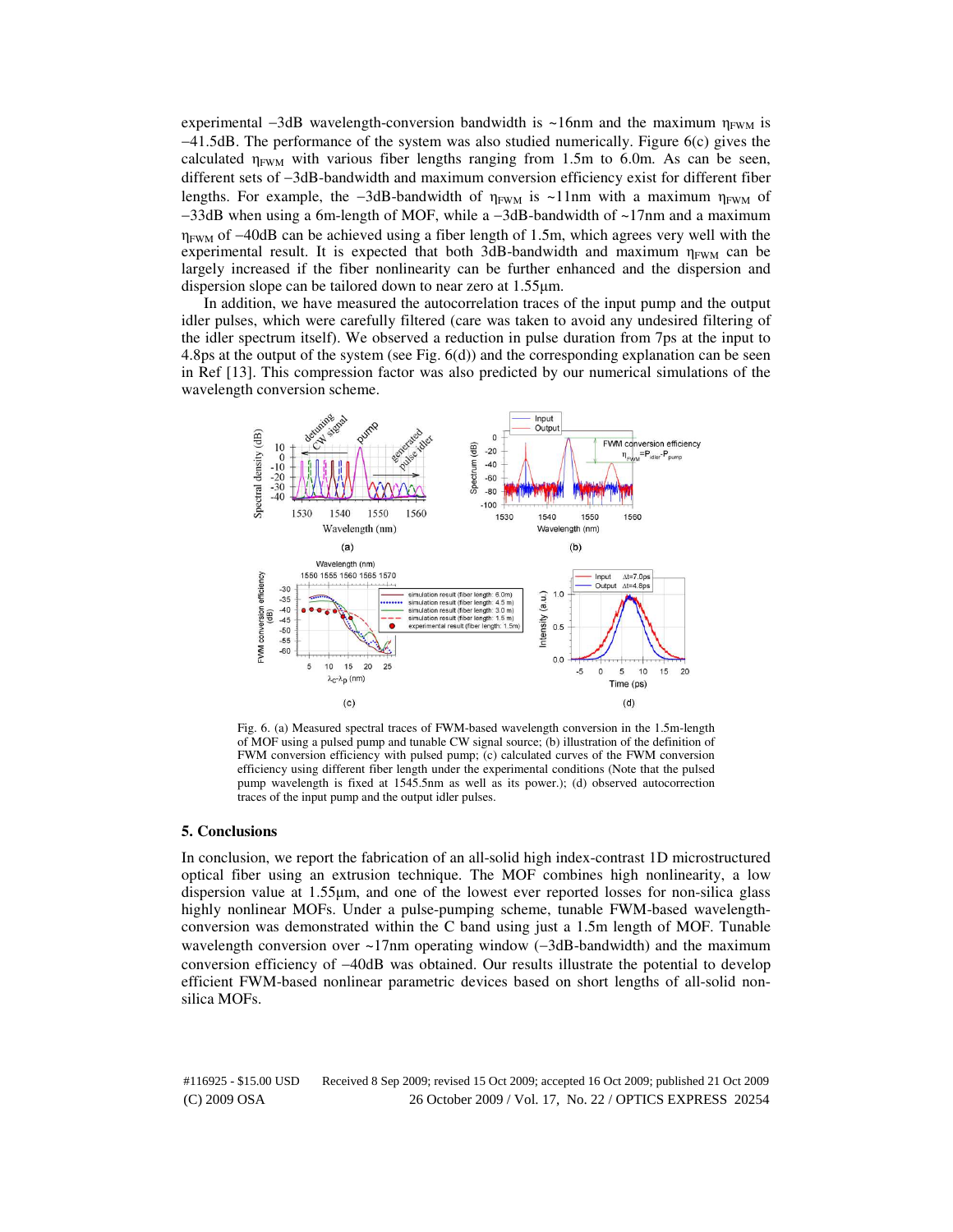experimental −3dB wavelength-conversion bandwidth is ~16nm and the maximum $\eta_{FWM}$ is −41.5dB. The performance of the system was also studied numerically. Figure 6(c) gives the calculated $\eta_{FWM}$ with various fiber lengths ranging from 1.5m to 6.0m. As can be seen, different sets of −3dB-bandwidth and maximum conversion efficiency exist for different fiber lengths. For example, the −3dB-bandwidth of $\eta_{FWM}$ is ~11nm with a maximum $\eta_{FWM}$ of −33dB when using a 6m-length of MOF, while a −3dB-bandwidth of ~17nm and a maximum $\eta_{FWM}$ of −40dB can be achieved using a fiber length of 1.5m, which agrees very well with the experimental result. It is expected that both 3dB-bandwidth and maximum $\eta_{FWM}$ can be largely increased if the fiber nonlinearity can be further enhanced and the dispersion and dispersion slope can be tailored down to near zero at 1.55μm.

In addition, we have measured the autocorrelation traces of the input pump and the output idler pulses, which were carefully filtered (care was taken to avoid any undesired filtering of the idler spectrum itself). We observed a reduction in pulse duration from 7ps at the input to 4.8ps at the output of the system (see Fig. 6(d)) and the corresponding explanation can be seen in Ref [13]. This compression factor was also predicted by our numerical simulations of the wavelength conversion scheme.

Fig. 6. (a) Measured spectral traces of FWM-based wavelength conversion in the 1.5m-length of MOF using a pulsed pump and tunable CW signal source; (b) illustration of the definition of FWM conversion efficiency with pulsed pump; (c) calculated curves of the FWM conversion efficiency using different fiber length under the experimental conditions (Note that the pulsed pump wavelength is fixed at 1545.5nm as well as its power.); (d) observed autocorrection traces of the input pump and the output idler pulses.

## 5. Conclusions

In conclusion, we report the fabrication of an all-solid high index-contrast 1D microstructured optical fiber using an extrusion technique. The MOF combines high nonlinearity, a low dispersion value at 1.55μm, and one of the lowest ever reported losses for non-silica glass highly nonlinear MOFs. Under a pulse-pumping scheme, tunable FWM-based wavelength-conversion was demonstrated within the C band using just a 1.5m length of MOF. Tunable wavelength conversion over ~17nm operating window (−3dB-bandwidth) and the maximum conversion efficiency of −40dB was obtained. Our results illustrate the potential to develop efficient FWM-based nonlinear parametric devices based on short lengths of all-solid non-silica MOFs.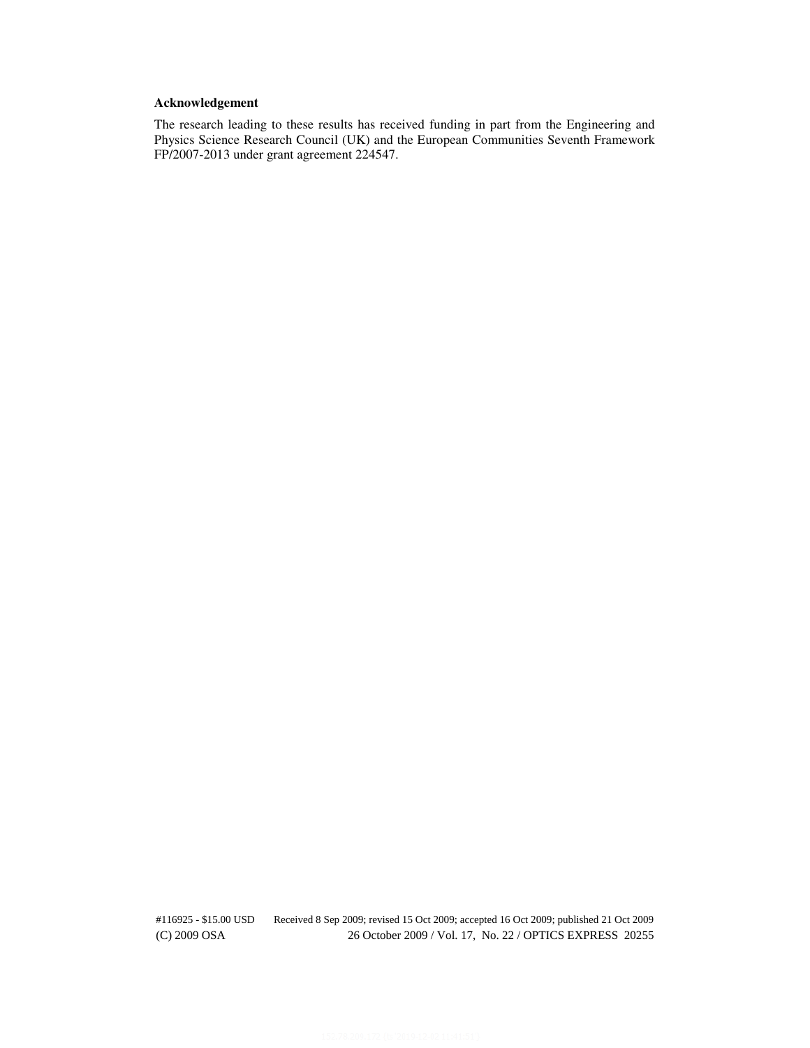**Acknowledgement**

The research leading to these results has received funding in part from the Engineering and Physics Science Research Council (UK) and the European Communities Seventh Framework FP/2007-2013 under grant agreement 224547.